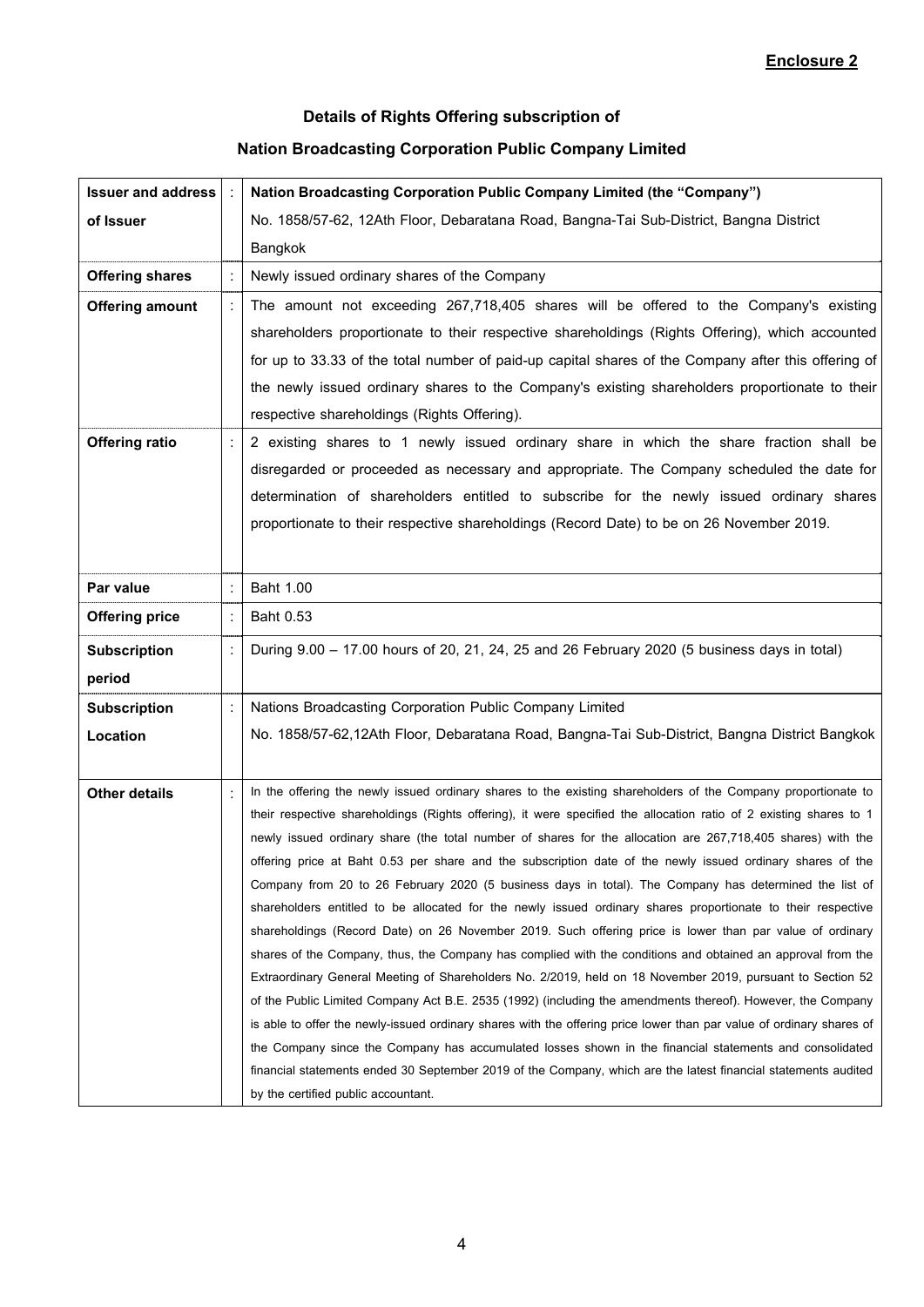**Enclosure 2**

## Details of Rights Offering subscription of

## Nation Broadcasting Corporation Public Company Limited

| | | |
|---|---|---|
| **Issuer and address of Issuer** | : | **Nation Broadcasting Corporation Public Company Limited (the "Company")**<br>No. 1858/57-62, 12Ath Floor, Debaratana Road, Bangna-Tai Sub-District, Bangna District Bangkok |
| **Offering shares** | : | Newly issued ordinary shares of the Company |
| **Offering amount** | : | The amount not exceeding 267,718,405 shares will be offered to the Company's existing shareholders proportionate to their respective shareholdings (Rights Offering), which accounted for up to 33.33 of the total number of paid-up capital shares of the Company after this offering of the newly issued ordinary shares to the Company's existing shareholders proportionate to their respective shareholdings (Rights Offering). |
| **Offering ratio** | : | 2 existing shares to 1 newly issued ordinary share in which the share fraction shall be disregarded or proceeded as necessary and appropriate. The Company scheduled the date for determination of shareholders entitled to subscribe for the newly issued ordinary shares proportionate to their respective shareholdings (Record Date) to be on 26 November 2019. |
| **Par value** | : | Baht 1.00 |
| **Offering price** | : | Baht 0.53 |
| **Subscription period** | : | During 9.00 – 17.00 hours of 20, 21, 24, 25 and 26 February 2020 (5 business days in total) |
| **Subscription Location** | : | Nations Broadcasting Corporation Public Company Limited<br>No. 1858/57-62,12Ath Floor, Debaratana Road, Bangna-Tai Sub-District, Bangna District Bangkok |
| **Other details** | : | In the offering the newly issued ordinary shares to the existing shareholders of the Company proportionate to their respective shareholdings (Rights offering), it were specified the allocation ratio of 2 existing shares to 1 newly issued ordinary share (the total number of shares for the allocation are 267,718,405 shares) with the offering price at Baht 0.53 per share and the subscription date of the newly issued ordinary shares of the Company from 20 to 26 February 2020 (5 business days in total). The Company has determined the list of shareholders entitled to be allocated for the newly issued ordinary shares proportionate to their respective shareholdings (Record Date) on 26 November 2019. Such offering price is lower than par value of ordinary shares of the Company, thus, the Company has complied with the conditions and obtained an approval from the Extraordinary General Meeting of Shareholders No. 2/2019, held on 18 November 2019, pursuant to Section 52 of the Public Limited Company Act B.E. 2535 (1992) (including the amendments thereof). However, the Company is able to offer the newly-issued ordinary shares with the offering price lower than par value of ordinary shares of the Company since the Company has accumulated losses shown in the financial statements and consolidated financial statements ended 30 September 2019 of the Company, which are the latest financial statements audited by the certified public accountant. |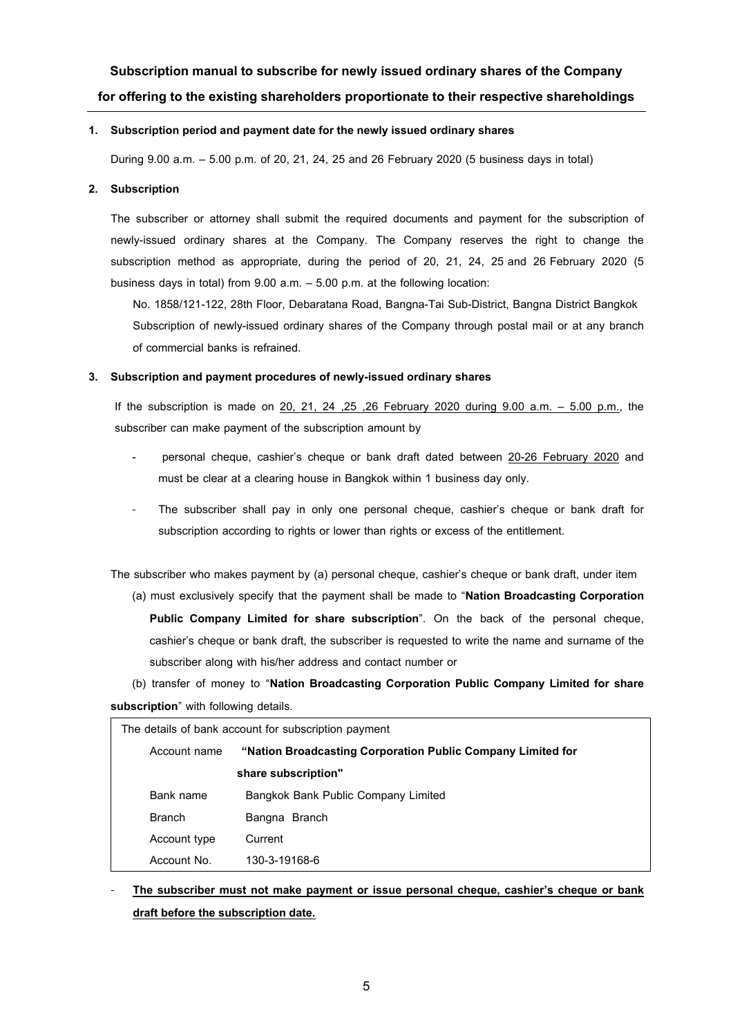## Subscription manual to subscribe for newly issued ordinary shares of the Company for offering to the existing shareholders proportionate to their respective shareholdings

**1. Subscription period and payment date for the newly issued ordinary shares**

During 9.00 a.m. – 5.00 p.m. of 20, 21, 24, 25 and 26 February 2020 (5 business days in total)

**2. Subscription**

The subscriber or attorney shall submit the required documents and payment for the subscription of newly-issued ordinary shares at the Company. The Company reserves the right to change the subscription method as appropriate, during the period of 20, 21, 24, 25 and 26 February 2020 (5 business days in total) from 9.00 a.m. – 5.00 p.m. at the following location:

No. 1858/121-122, 28th Floor, Debaratana Road, Bangna-Tai Sub-District, Bangna District Bangkok

Subscription of newly-issued ordinary shares of the Company through postal mail or at any branch of commercial banks is refrained.

**3. Subscription and payment procedures of newly-issued ordinary shares**

If the subscription is made on 20, 21, 24 ,25 ,26 February 2020 during 9.00 a.m. – 5.00 p.m., the subscriber can make payment of the subscription amount by

- personal cheque, cashier's cheque or bank draft dated between 20-26 February 2020 and must be clear at a clearing house in Bangkok within 1 business day only.
- The subscriber shall pay in only one personal cheque, cashier's cheque or bank draft for subscription according to rights or lower than rights or excess of the entitlement.

The subscriber who makes payment by (a) personal cheque, cashier's cheque or bank draft, under item

(a) must exclusively specify that the payment shall be made to "**Nation Broadcasting Corporation Public Company Limited for share subscription**". On the back of the personal cheque, cashier's cheque or bank draft, the subscriber is requested to write the name and surname of the subscriber along with his/her address and contact number or

(b) transfer of money to "**Nation Broadcasting Corporation Public Company Limited for share subscription**" with following details.

| The details of bank account for subscription payment | |
|---|---|
| Account name | **"Nation Broadcasting Corporation Public Company Limited for share subscription"** |
| Bank name | Bangkok Bank Public Company Limited |
| Branch | Bangna Branch |
| Account type | Current |
| Account No. | 130-3-19168-6 |

- **The subscriber must not make payment or issue personal cheque, cashier's cheque or bank draft before the subscription date.**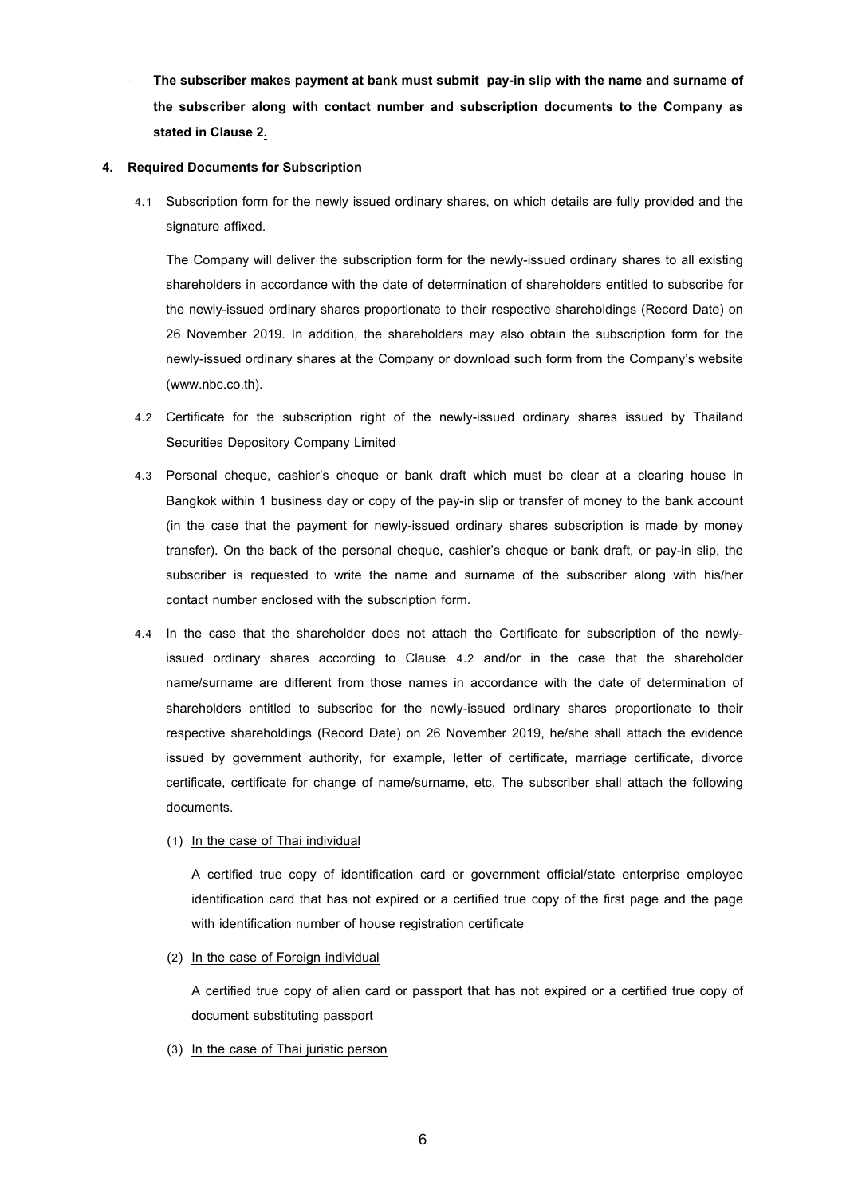- **The subscriber makes payment at bank must submit pay-in slip with the name and surname of the subscriber along with contact number and subscription documents to the Company as stated in Clause 2.**

**4. Required Documents for Subscription**

4.1 Subscription form for the newly issued ordinary shares, on which details are fully provided and the signature affixed.

The Company will deliver the subscription form for the newly-issued ordinary shares to all existing shareholders in accordance with the date of determination of shareholders entitled to subscribe for the newly-issued ordinary shares proportionate to their respective shareholdings (Record Date) on 26 November 2019. In addition, the shareholders may also obtain the subscription form for the newly-issued ordinary shares at the Company or download such form from the Company's website (www.nbc.co.th).

4.2 Certificate for the subscription right of the newly-issued ordinary shares issued by Thailand Securities Depository Company Limited

4.3 Personal cheque, cashier's cheque or bank draft which must be clear at a clearing house in Bangkok within 1 business day or copy of the pay-in slip or transfer of money to the bank account (in the case that the payment for newly-issued ordinary shares subscription is made by money transfer). On the back of the personal cheque, cashier's cheque or bank draft, or pay-in slip, the subscriber is requested to write the name and surname of the subscriber along with his/her contact number enclosed with the subscription form.

4.4 In the case that the shareholder does not attach the Certificate for subscription of the newly-issued ordinary shares according to Clause 4.2 and/or in the case that the shareholder name/surname are different from those names in accordance with the date of determination of shareholders entitled to subscribe for the newly-issued ordinary shares proportionate to their respective shareholdings (Record Date) on 26 November 2019, he/she shall attach the evidence issued by government authority, for example, letter of certificate, marriage certificate, divorce certificate, certificate for change of name/surname, etc. The subscriber shall attach the following documents.

(1) <u>In the case of Thai individual</u>

A certified true copy of identification card or government official/state enterprise employee identification card that has not expired or a certified true copy of the first page and the page with identification number of house registration certificate

(2) <u>In the case of Foreign individual</u>

A certified true copy of alien card or passport that has not expired or a certified true copy of document substituting passport

(3) <u>In the case of Thai juristic person</u>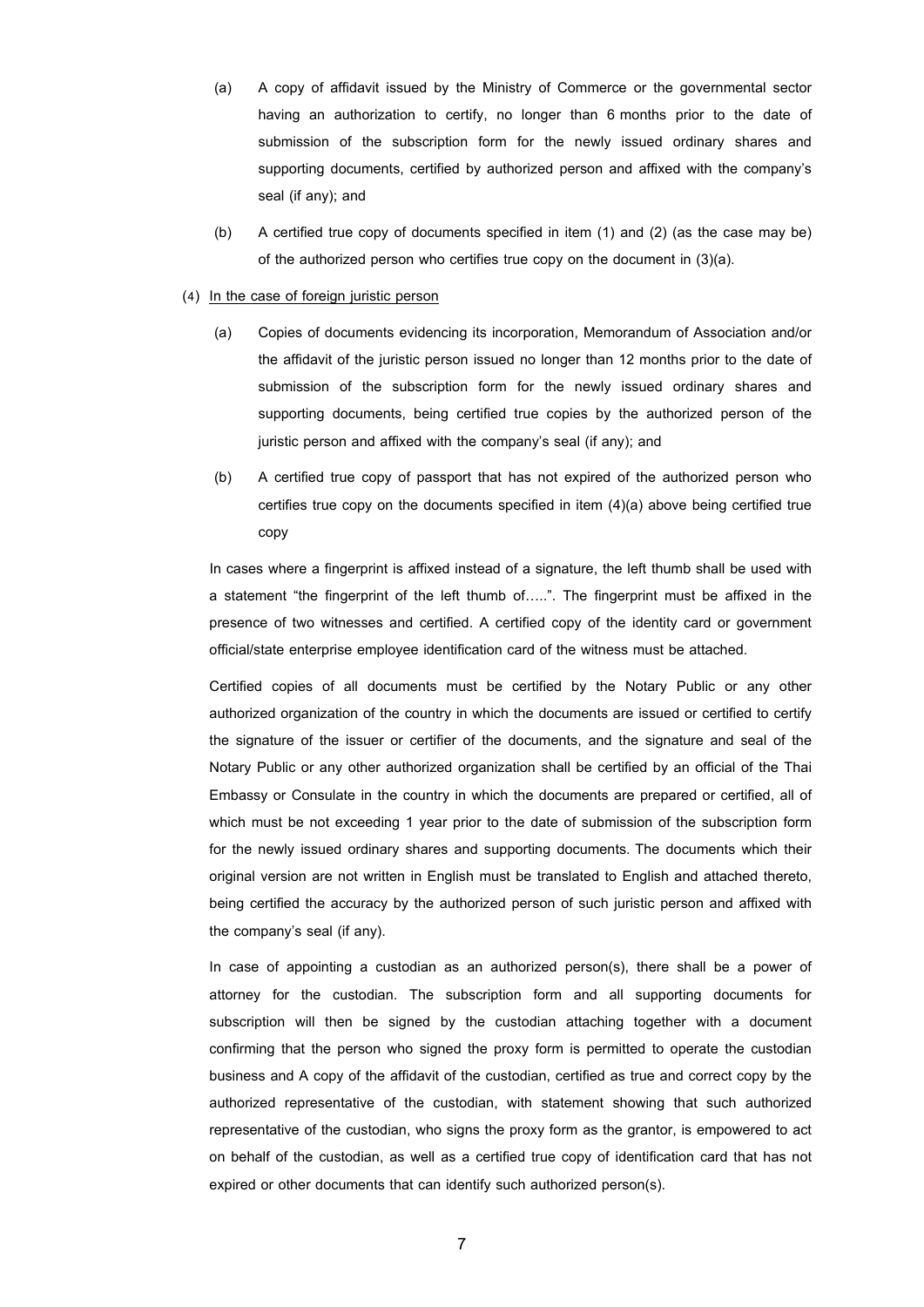(a) A copy of affidavit issued by the Ministry of Commerce or the governmental sector having an authorization to certify, no longer than 6 months prior to the date of submission of the subscription form for the newly issued ordinary shares and supporting documents, certified by authorized person and affixed with the company's seal (if any); and

(b) A certified true copy of documents specified in item (1) and (2) (as the case may be) of the authorized person who certifies true copy on the document in (3)(a).

(4) <u>In the case of foreign juristic person</u>

(a) Copies of documents evidencing its incorporation, Memorandum of Association and/or the affidavit of the juristic person issued no longer than 12 months prior to the date of submission of the subscription form for the newly issued ordinary shares and supporting documents, being certified true copies by the authorized person of the juristic person and affixed with the company's seal (if any); and

(b) A certified true copy of passport that has not expired of the authorized person who certifies true copy on the documents specified in item (4)(a) above being certified true copy

In cases where a fingerprint is affixed instead of a signature, the left thumb shall be used with a statement "the fingerprint of the left thumb of…..". The fingerprint must be affixed in the presence of two witnesses and certified. A certified copy of the identity card or government official/state enterprise employee identification card of the witness must be attached.

Certified copies of all documents must be certified by the Notary Public or any other authorized organization of the country in which the documents are issued or certified to certify the signature of the issuer or certifier of the documents, and the signature and seal of the Notary Public or any other authorized organization shall be certified by an official of the Thai Embassy or Consulate in the country in which the documents are prepared or certified, all of which must be not exceeding 1 year prior to the date of submission of the subscription form for the newly issued ordinary shares and supporting documents. The documents which their original version are not written in English must be translated to English and attached thereto, being certified the accuracy by the authorized person of such juristic person and affixed with the company's seal (if any).

In case of appointing a custodian as an authorized person(s), there shall be a power of attorney for the custodian. The subscription form and all supporting documents for subscription will then be signed by the custodian attaching together with a document confirming that the person who signed the proxy form is permitted to operate the custodian business and A copy of the affidavit of the custodian, certified as true and correct copy by the authorized representative of the custodian, with statement showing that such authorized representative of the custodian, who signs the proxy form as the grantor, is empowered to act on behalf of the custodian, as well as a certified true copy of identification card that has not expired or other documents that can identify such authorized person(s).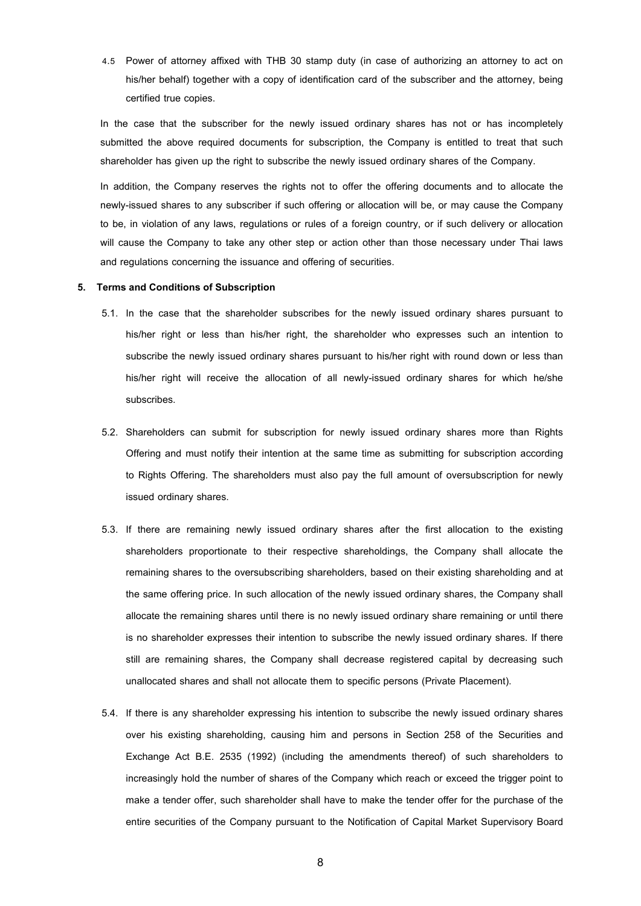4.5 Power of attorney affixed with THB 30 stamp duty (in case of authorizing an attorney to act on his/her behalf) together with a copy of identification card of the subscriber and the attorney, being certified true copies.

In the case that the subscriber for the newly issued ordinary shares has not or has incompletely submitted the above required documents for subscription, the Company is entitled to treat that such shareholder has given up the right to subscribe the newly issued ordinary shares of the Company.

In addition, the Company reserves the rights not to offer the offering documents and to allocate the newly-issued shares to any subscriber if such offering or allocation will be, or may cause the Company to be, in violation of any laws, regulations or rules of a foreign country, or if such delivery or allocation will cause the Company to take any other step or action other than those necessary under Thai laws and regulations concerning the issuance and offering of securities.

**5. Terms and Conditions of Subscription**

5.1. In the case that the shareholder subscribes for the newly issued ordinary shares pursuant to his/her right or less than his/her right, the shareholder who expresses such an intention to subscribe the newly issued ordinary shares pursuant to his/her right with round down or less than his/her right will receive the allocation of all newly-issued ordinary shares for which he/she subscribes.

5.2. Shareholders can submit for subscription for newly issued ordinary shares more than Rights Offering and must notify their intention at the same time as submitting for subscription according to Rights Offering. The shareholders must also pay the full amount of oversubscription for newly issued ordinary shares.

5.3. If there are remaining newly issued ordinary shares after the first allocation to the existing shareholders proportionate to their respective shareholdings, the Company shall allocate the remaining shares to the oversubscribing shareholders, based on their existing shareholding and at the same offering price. In such allocation of the newly issued ordinary shares, the Company shall allocate the remaining shares until there is no newly issued ordinary share remaining or until there is no shareholder expresses their intention to subscribe the newly issued ordinary shares. If there still are remaining shares, the Company shall decrease registered capital by decreasing such unallocated shares and shall not allocate them to specific persons (Private Placement).

5.4. If there is any shareholder expressing his intention to subscribe the newly issued ordinary shares over his existing shareholding, causing him and persons in Section 258 of the Securities and Exchange Act B.E. 2535 (1992) (including the amendments thereof) of such shareholders to increasingly hold the number of shares of the Company which reach or exceed the trigger point to make a tender offer, such shareholder shall have to make the tender offer for the purchase of the entire securities of the Company pursuant to the Notification of Capital Market Supervisory Board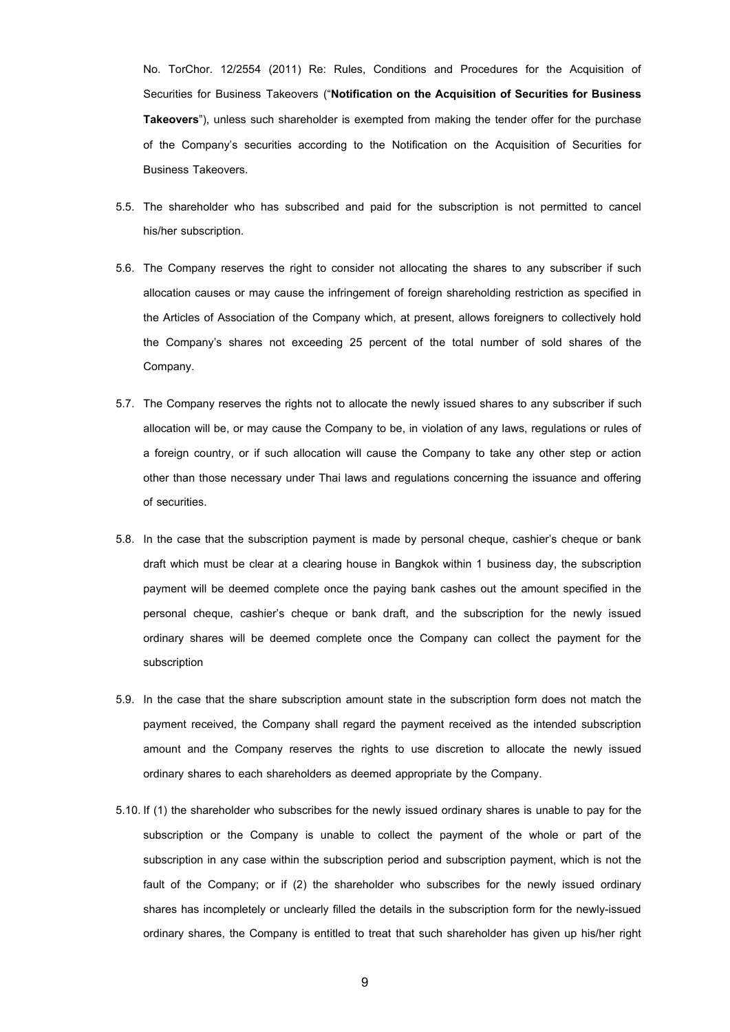No. TorChor. 12/2554 (2011) Re: Rules, Conditions and Procedures for the Acquisition of Securities for Business Takeovers ("**Notification on the Acquisition of Securities for Business Takeovers**"), unless such shareholder is exempted from making the tender offer for the purchase of the Company's securities according to the Notification on the Acquisition of Securities for Business Takeovers.

5.5. The shareholder who has subscribed and paid for the subscription is not permitted to cancel his/her subscription.

5.6. The Company reserves the right to consider not allocating the shares to any subscriber if such allocation causes or may cause the infringement of foreign shareholding restriction as specified in the Articles of Association of the Company which, at present, allows foreigners to collectively hold the Company's shares not exceeding 25 percent of the total number of sold shares of the Company.

5.7. The Company reserves the rights not to allocate the newly issued shares to any subscriber if such allocation will be, or may cause the Company to be, in violation of any laws, regulations or rules of a foreign country, or if such allocation will cause the Company to take any other step or action other than those necessary under Thai laws and regulations concerning the issuance and offering of securities.

5.8. In the case that the subscription payment is made by personal cheque, cashier's cheque or bank draft which must be clear at a clearing house in Bangkok within 1 business day, the subscription payment will be deemed complete once the paying bank cashes out the amount specified in the personal cheque, cashier's cheque or bank draft, and the subscription for the newly issued ordinary shares will be deemed complete once the Company can collect the payment for the subscription

5.9. In the case that the share subscription amount state in the subscription form does not match the payment received, the Company shall regard the payment received as the intended subscription amount and the Company reserves the rights to use discretion to allocate the newly issued ordinary shares to each shareholders as deemed appropriate by the Company.

5.10. If (1) the shareholder who subscribes for the newly issued ordinary shares is unable to pay for the subscription or the Company is unable to collect the payment of the whole or part of the subscription in any case within the subscription period and subscription payment, which is not the fault of the Company; or if (2) the shareholder who subscribes for the newly issued ordinary shares has incompletely or unclearly filled the details in the subscription form for the newly-issued ordinary shares, the Company is entitled to treat that such shareholder has given up his/her right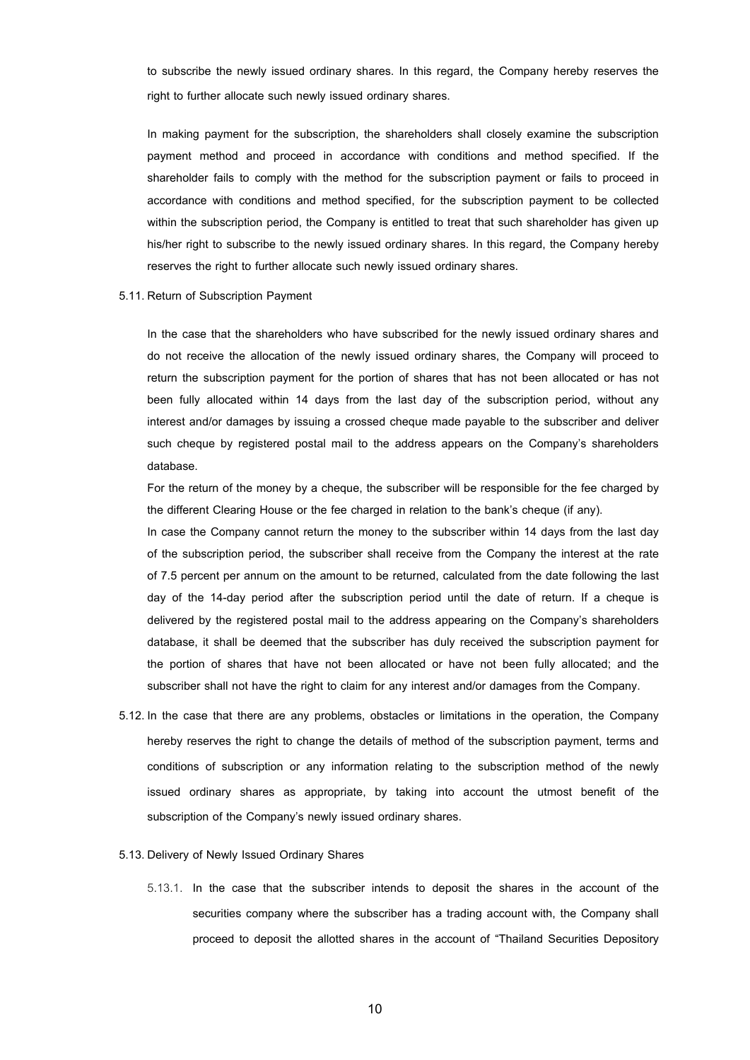to subscribe the newly issued ordinary shares. In this regard, the Company hereby reserves the right to further allocate such newly issued ordinary shares.

In making payment for the subscription, the shareholders shall closely examine the subscription payment method and proceed in accordance with conditions and method specified. If the shareholder fails to comply with the method for the subscription payment or fails to proceed in accordance with conditions and method specified, for the subscription payment to be collected within the subscription period, the Company is entitled to treat that such shareholder has given up his/her right to subscribe to the newly issued ordinary shares. In this regard, the Company hereby reserves the right to further allocate such newly issued ordinary shares.

5.11. Return of Subscription Payment

In the case that the shareholders who have subscribed for the newly issued ordinary shares and do not receive the allocation of the newly issued ordinary shares, the Company will proceed to return the subscription payment for the portion of shares that has not been allocated or has not been fully allocated within 14 days from the last day of the subscription period, without any interest and/or damages by issuing a crossed cheque made payable to the subscriber and deliver such cheque by registered postal mail to the address appears on the Company's shareholders database.

For the return of the money by a cheque, the subscriber will be responsible for the fee charged by the different Clearing House or the fee charged in relation to the bank's cheque (if any).

In case the Company cannot return the money to the subscriber within 14 days from the last day of the subscription period, the subscriber shall receive from the Company the interest at the rate of 7.5 percent per annum on the amount to be returned, calculated from the date following the last day of the 14-day period after the subscription period until the date of return. If a cheque is delivered by the registered postal mail to the address appearing on the Company's shareholders database, it shall be deemed that the subscriber has duly received the subscription payment for the portion of shares that have not been allocated or have not been fully allocated; and the subscriber shall not have the right to claim for any interest and/or damages from the Company.

5.12. In the case that there are any problems, obstacles or limitations in the operation, the Company hereby reserves the right to change the details of method of the subscription payment, terms and conditions of subscription or any information relating to the subscription method of the newly issued ordinary shares as appropriate, by taking into account the utmost benefit of the subscription of the Company's newly issued ordinary shares.

5.13. Delivery of Newly Issued Ordinary Shares

5.13.1. In the case that the subscriber intends to deposit the shares in the account of the securities company where the subscriber has a trading account with, the Company shall proceed to deposit the allotted shares in the account of "Thailand Securities Depository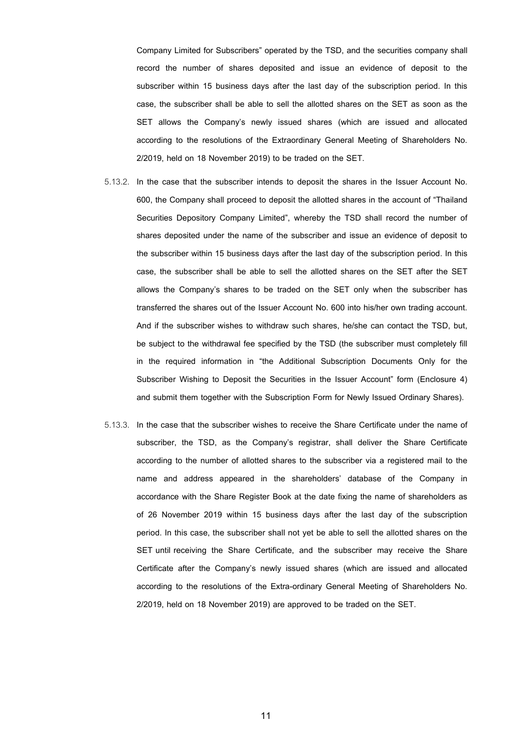Company Limited for Subscribers" operated by the TSD, and the securities company shall record the number of shares deposited and issue an evidence of deposit to the subscriber within 15 business days after the last day of the subscription period. In this case, the subscriber shall be able to sell the allotted shares on the SET as soon as the SET allows the Company's newly issued shares (which are issued and allocated according to the resolutions of the Extraordinary General Meeting of Shareholders No. 2/2019, held on 18 November 2019) to be traded on the SET.

5.13.2. In the case that the subscriber intends to deposit the shares in the Issuer Account No. 600, the Company shall proceed to deposit the allotted shares in the account of "Thailand Securities Depository Company Limited", whereby the TSD shall record the number of shares deposited under the name of the subscriber and issue an evidence of deposit to the subscriber within 15 business days after the last day of the subscription period. In this case, the subscriber shall be able to sell the allotted shares on the SET after the SET allows the Company's shares to be traded on the SET only when the subscriber has transferred the shares out of the Issuer Account No. 600 into his/her own trading account. And if the subscriber wishes to withdraw such shares, he/she can contact the TSD, but, be subject to the withdrawal fee specified by the TSD (the subscriber must completely fill in the required information in "the Additional Subscription Documents Only for the Subscriber Wishing to Deposit the Securities in the Issuer Account" form (Enclosure 4) and submit them together with the Subscription Form for Newly Issued Ordinary Shares).

5.13.3. In the case that the subscriber wishes to receive the Share Certificate under the name of subscriber, the TSD, as the Company's registrar, shall deliver the Share Certificate according to the number of allotted shares to the subscriber via a registered mail to the name and address appeared in the shareholders' database of the Company in accordance with the Share Register Book at the date fixing the name of shareholders as of 26 November 2019 within 15 business days after the last day of the subscription period. In this case, the subscriber shall not yet be able to sell the allotted shares on the SET until receiving the Share Certificate, and the subscriber may receive the Share Certificate after the Company's newly issued shares (which are issued and allocated according to the resolutions of the Extra-ordinary General Meeting of Shareholders No. 2/2019, held on 18 November 2019) are approved to be traded on the SET.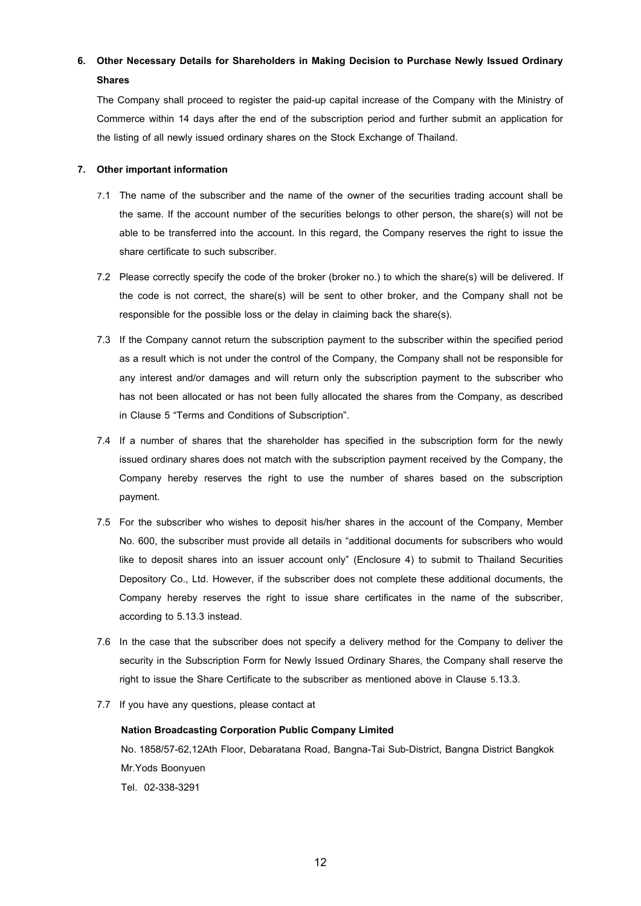## 6. Other Necessary Details for Shareholders in Making Decision to Purchase Newly Issued Ordinary Shares

The Company shall proceed to register the paid-up capital increase of the Company with the Ministry of Commerce within 14 days after the end of the subscription period and further submit an application for the listing of all newly issued ordinary shares on the Stock Exchange of Thailand.

## 7. Other important information

7.1 The name of the subscriber and the name of the owner of the securities trading account shall be the same. If the account number of the securities belongs to other person, the share(s) will not be able to be transferred into the account. In this regard, the Company reserves the right to issue the share certificate to such subscriber.

7.2 Please correctly specify the code of the broker (broker no.) to which the share(s) will be delivered. If the code is not correct, the share(s) will be sent to other broker, and the Company shall not be responsible for the possible loss or the delay in claiming back the share(s).

7.3 If the Company cannot return the subscription payment to the subscriber within the specified period as a result which is not under the control of the Company, the Company shall not be responsible for any interest and/or damages and will return only the subscription payment to the subscriber who has not been allocated or has not been fully allocated the shares from the Company, as described in Clause 5 "Terms and Conditions of Subscription".

7.4 If a number of shares that the shareholder has specified in the subscription form for the newly issued ordinary shares does not match with the subscription payment received by the Company, the Company hereby reserves the right to use the number of shares based on the subscription payment.

7.5 For the subscriber who wishes to deposit his/her shares in the account of the Company, Member No. 600, the subscriber must provide all details in "additional documents for subscribers who would like to deposit shares into an issuer account only" (Enclosure 4) to submit to Thailand Securities Depository Co., Ltd. However, if the subscriber does not complete these additional documents, the Company hereby reserves the right to issue share certificates in the name of the subscriber, according to 5.13.3 instead.

7.6 In the case that the subscriber does not specify a delivery method for the Company to deliver the security in the Subscription Form for Newly Issued Ordinary Shares, the Company shall reserve the right to issue the Share Certificate to the subscriber as mentioned above in Clause 5.13.3.

7.7 If you have any questions, please contact at

**Nation Broadcasting Corporation Public Company Limited**

No. 1858/57-62,12Ath Floor, Debaratana Road, Bangna-Tai Sub-District, Bangna District Bangkok

Mr.Yods Boonyuen

Tel. 02-338-3291